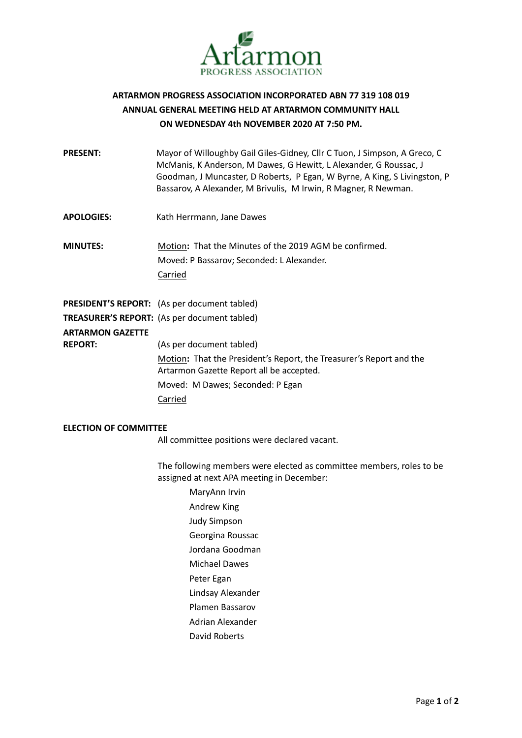# ARTARMON PROGRESS ASSOCIATION INCORPORATED ABN 77 319 108 019
## ANNUAL GENERAL MEETING HELD AT ARTARMON COMMUNITY HALL
## ON WEDNESDAY 4th NOVEMBER 2020 AT 7:50 PM.

**PRESENT:** Mayor of Willoughby Gail Giles-Gidney, Cllr C Tuon, J Simpson, A Greco, C McManis, K Anderson, M Dawes, G Hewitt, L Alexander, G Roussac, J Goodman, J Muncaster, D Roberts, P Egan, W Byrne, A King, S Livingston, P Bassarov, A Alexander, M Brivulis, M Irwin, R Magner, R Newman.

**APOLOGIES:** Kath Herrmann, Jane Dawes

**MINUTES:** Motion**:** That the Minutes of the 2019 AGM be confirmed.
Moved: P Bassarov; Seconded: L Alexander.
Carried

**PRESIDENT'S REPORT:** (As per document tabled)

**TREASURER'S REPORT:** (As per document tabled)

**ARTARMON GAZETTE REPORT:** (As per document tabled)

Motion**:** That the President's Report, the Treasurer's Report and the Artarmon Gazette Report all be accepted.
Moved: M Dawes; Seconded: P Egan
Carried

**ELECTION OF COMMITTEE**

All committee positions were declared vacant.

The following members were elected as committee members, roles to be assigned at next APA meeting in December:

- MaryAnn Irvin
- Andrew King
- Judy Simpson
- Georgina Roussac
- Jordana Goodman
- Michael Dawes
- Peter Egan
- Lindsay Alexander
- Plamen Bassarov
- Adrian Alexander
- David Roberts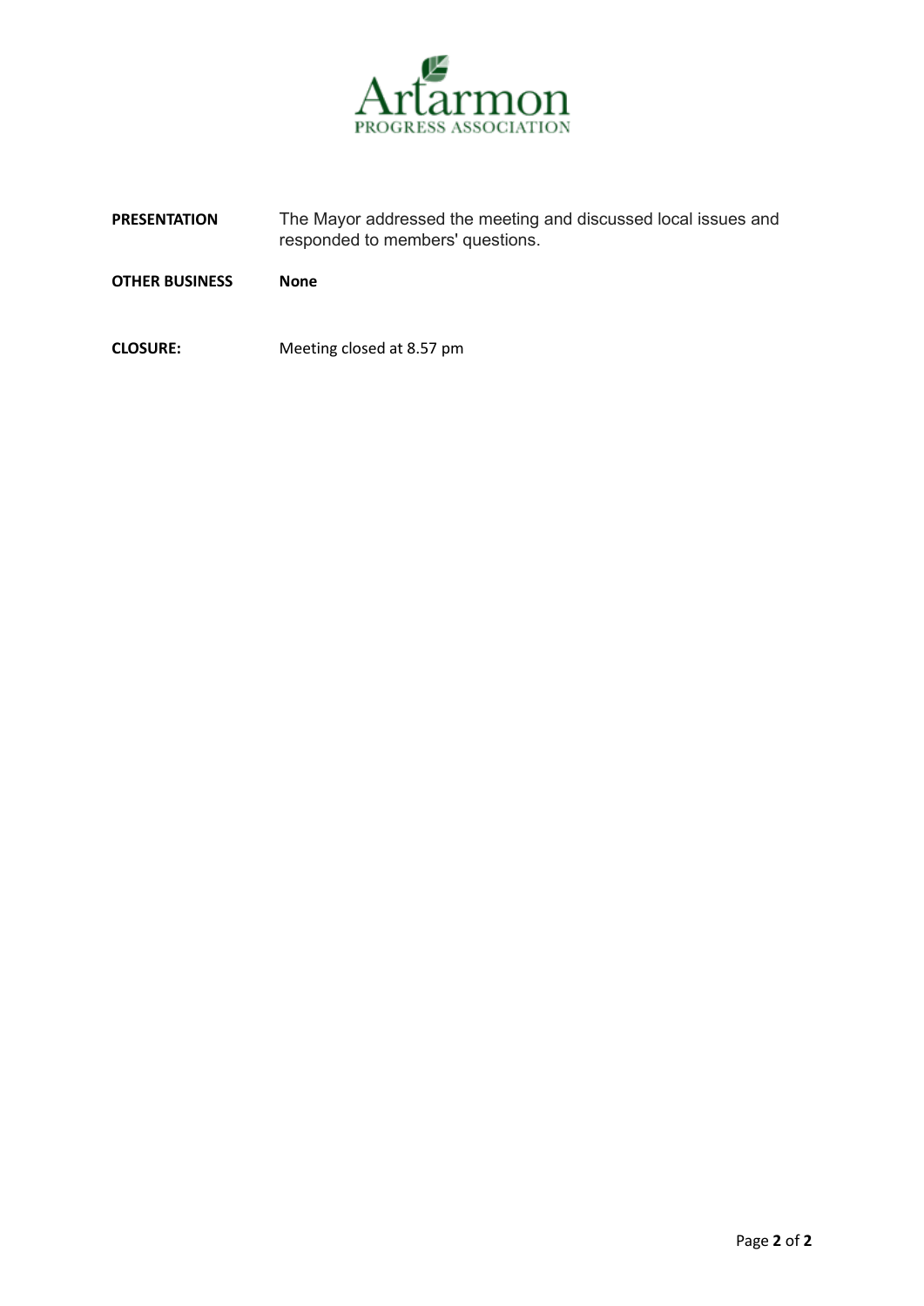**PRESENTATION** The Mayor addressed the meeting and discussed local issues and responded to members' questions.

**OTHER BUSINESS** **None**

**CLOSURE:** Meeting closed at 8.57 pm